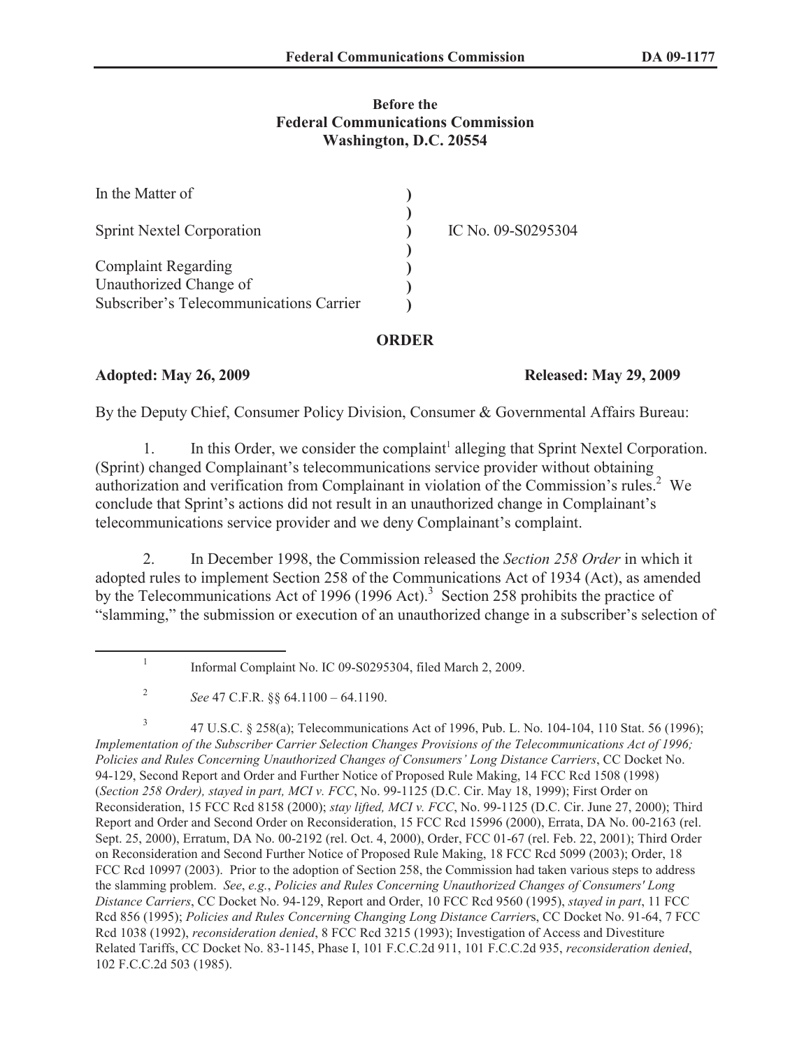**Before the**
**Federal Communications Commission**
**Washington, D.C. 20554**

| | | |
|---|---|---|
| In the Matter of | ) | |
| | ) | |
| Sprint Nextel Corporation | ) | IC No. 09-S0295304 |
| | ) | |
| Complaint Regarding | ) | |
| Unauthorized Change of | ) | |
| Subscriber's Telecommunications Carrier | ) | |

**ORDER**

**Adopted: May 26, 2009** **Released: May 29, 2009**

By the Deputy Chief, Consumer Policy Division, Consumer & Governmental Affairs Bureau:

1. In this Order, we consider the complaint[1] alleging that Sprint Nextel Corporation. (Sprint) changed Complainant's telecommunications service provider without obtaining authorization and verification from Complainant in violation of the Commission's rules.[2] We conclude that Sprint's actions did not result in an unauthorized change in Complainant's telecommunications service provider and we deny Complainant's complaint.

2. In December 1998, the Commission released the *Section 258 Order* in which it adopted rules to implement Section 258 of the Communications Act of 1934 (Act), as amended by the Telecommunications Act of 1996 (1996 Act).[3] Section 258 prohibits the practice of "slamming," the submission or execution of an unauthorized change in a subscriber's selection of

---

[1] Informal Complaint No. IC 09-S0295304, filed March 2, 2009.

[2] *See* 47 C.F.R. §§ 64.1100 – 64.1190.

[3] 47 U.S.C. § 258(a); Telecommunications Act of 1996, Pub. L. No. 104-104, 110 Stat. 56 (1996); *Implementation of the Subscriber Carrier Selection Changes Provisions of the Telecommunications Act of 1996; Policies and Rules Concerning Unauthorized Changes of Consumers' Long Distance Carriers*, CC Docket No. 94-129, Second Report and Order and Further Notice of Proposed Rule Making, 14 FCC Rcd 1508 (1998) (*Section 258 Order*), *stayed in part, MCI v. FCC*, No. 99-1125 (D.C. Cir. May 18, 1999); First Order on Reconsideration, 15 FCC Rcd 8158 (2000); *stay lifted, MCI v. FCC*, No. 99-1125 (D.C. Cir. June 27, 2000); Third Report and Order and Second Order on Reconsideration, 15 FCC Rcd 15996 (2000), Errata, DA No. 00-2163 (rel. Sept. 25, 2000), Erratum, DA No. 00-2192 (rel. Oct. 4, 2000), Order, FCC 01-67 (rel. Feb. 22, 2001); Third Order on Reconsideration and Second Further Notice of Proposed Rule Making, 18 FCC Rcd 5099 (2003); Order, 18 FCC Rcd 10997 (2003). Prior to the adoption of Section 258, the Commission had taken various steps to address the slamming problem. *See*, *e.g.*, *Policies and Rules Concerning Unauthorized Changes of Consumers' Long Distance Carriers*, CC Docket No. 94-129, Report and Order, 10 FCC Rcd 9560 (1995), *stayed in part*, 11 FCC Rcd 856 (1995); *Policies and Rules Concerning Changing Long Distance Carrier*s, CC Docket No. 91-64, 7 FCC Rcd 1038 (1992), *reconsideration denied*, 8 FCC Rcd 3215 (1993); Investigation of Access and Divestiture Related Tariffs, CC Docket No. 83-1145, Phase I, 101 F.C.C.2d 911, 101 F.C.C.2d 935, *reconsideration denied*, 102 F.C.C.2d 503 (1985).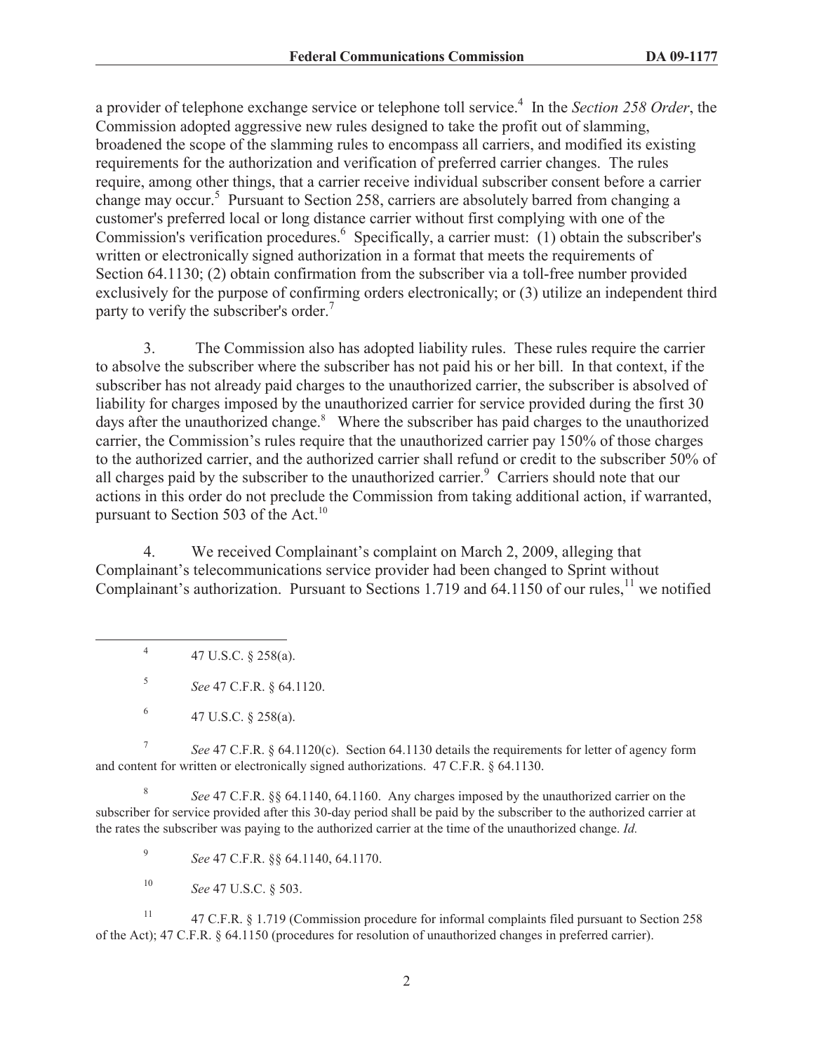a provider of telephone exchange service or telephone toll service.[4] In the *Section 258 Order*, the Commission adopted aggressive new rules designed to take the profit out of slamming, broadened the scope of the slamming rules to encompass all carriers, and modified its existing requirements for the authorization and verification of preferred carrier changes. The rules require, among other things, that a carrier receive individual subscriber consent before a carrier change may occur.[5] Pursuant to Section 258, carriers are absolutely barred from changing a customer's preferred local or long distance carrier without first complying with one of the Commission's verification procedures.[6] Specifically, a carrier must: (1) obtain the subscriber's written or electronically signed authorization in a format that meets the requirements of Section 64.1130; (2) obtain confirmation from the subscriber via a toll-free number provided exclusively for the purpose of confirming orders electronically; or (3) utilize an independent third party to verify the subscriber's order.[7]

3. The Commission also has adopted liability rules. These rules require the carrier to absolve the subscriber where the subscriber has not paid his or her bill. In that context, if the subscriber has not already paid charges to the unauthorized carrier, the subscriber is absolved of liability for charges imposed by the unauthorized carrier for service provided during the first 30 days after the unauthorized change.[8] Where the subscriber has paid charges to the unauthorized carrier, the Commission's rules require that the unauthorized carrier pay 150% of those charges to the authorized carrier, and the authorized carrier shall refund or credit to the subscriber 50% of all charges paid by the subscriber to the unauthorized carrier.[9] Carriers should note that our actions in this order do not preclude the Commission from taking additional action, if warranted, pursuant to Section 503 of the Act.[10]

4. We received Complainant's complaint on March 2, 2009, alleging that Complainant's telecommunications service provider had been changed to Sprint without Complainant's authorization. Pursuant to Sections 1.719 and 64.1150 of our rules,[11] we notified

---

[4] 47 U.S.C. § 258(a).

[5] *See* 47 C.F.R. § 64.1120.

[6] 47 U.S.C. § 258(a).

[7] *See* 47 C.F.R. § 64.1120(c). Section 64.1130 details the requirements for letter of agency form and content for written or electronically signed authorizations. 47 C.F.R. § 64.1130.

[8] *See* 47 C.F.R. §§ 64.1140, 64.1160. Any charges imposed by the unauthorized carrier on the subscriber for service provided after this 30-day period shall be paid by the subscriber to the authorized carrier at the rates the subscriber was paying to the authorized carrier at the time of the unauthorized change. *Id.*

[9] *See* 47 C.F.R. §§ 64.1140, 64.1170.

[10] *See* 47 U.S.C. § 503.

[11] 47 C.F.R. § 1.719 (Commission procedure for informal complaints filed pursuant to Section 258 of the Act); 47 C.F.R. § 64.1150 (procedures for resolution of unauthorized changes in preferred carrier).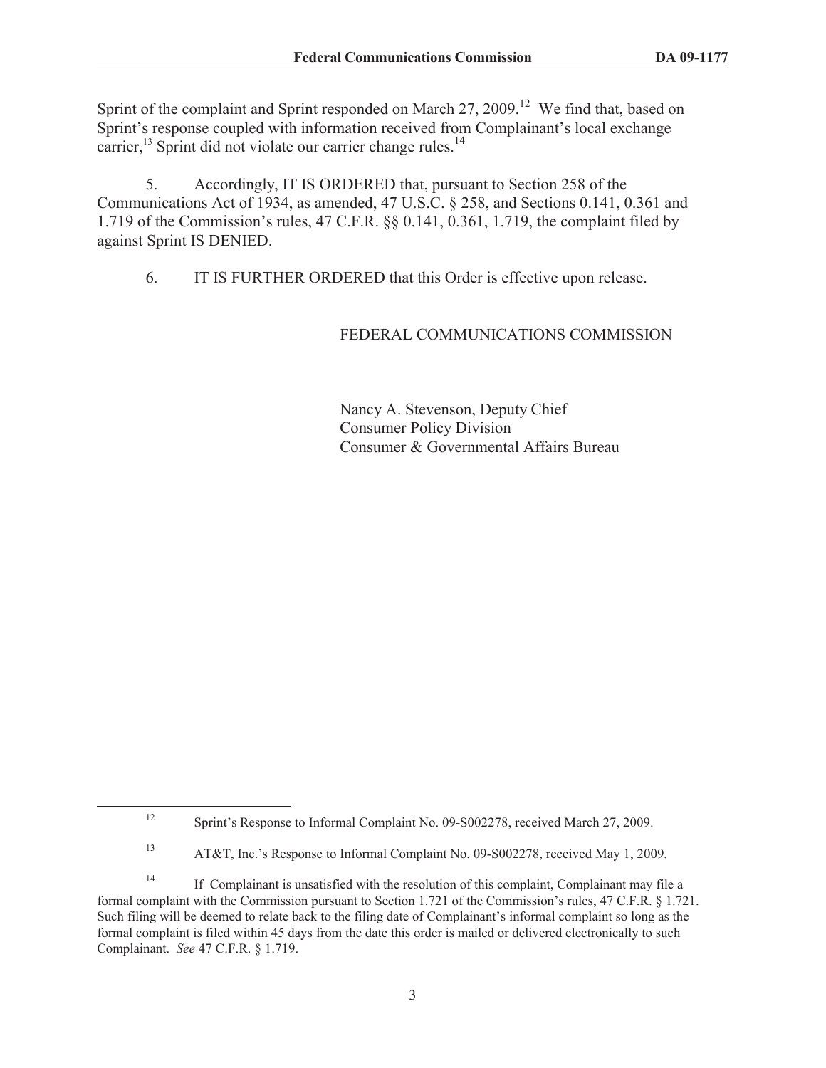Sprint of the complaint and Sprint responded on March 27, 2009.[12] We find that, based on Sprint's response coupled with information received from Complainant's local exchange carrier,[13] Sprint did not violate our carrier change rules.[14]

5. Accordingly, IT IS ORDERED that, pursuant to Section 258 of the Communications Act of 1934, as amended, 47 U.S.C. § 258, and Sections 0.141, 0.361 and 1.719 of the Commission's rules, 47 C.F.R. §§ 0.141, 0.361, 1.719, the complaint filed by against Sprint IS DENIED.

6. IT IS FURTHER ORDERED that this Order is effective upon release.

FEDERAL COMMUNICATIONS COMMISSION

Nancy A. Stevenson, Deputy Chief
Consumer Policy Division
Consumer & Governmental Affairs Bureau

---

[12] Sprint's Response to Informal Complaint No. 09-S002278, received March 27, 2009.

[13] AT&T, Inc.'s Response to Informal Complaint No. 09-S002278, received May 1, 2009.

[14] If Complainant is unsatisfied with the resolution of this complaint, Complainant may file a formal complaint with the Commission pursuant to Section 1.721 of the Commission's rules, 47 C.F.R. § 1.721. Such filing will be deemed to relate back to the filing date of Complainant's informal complaint so long as the formal complaint is filed within 45 days from the date this order is mailed or delivered electronically to such Complainant. *See* 47 C.F.R. § 1.719.